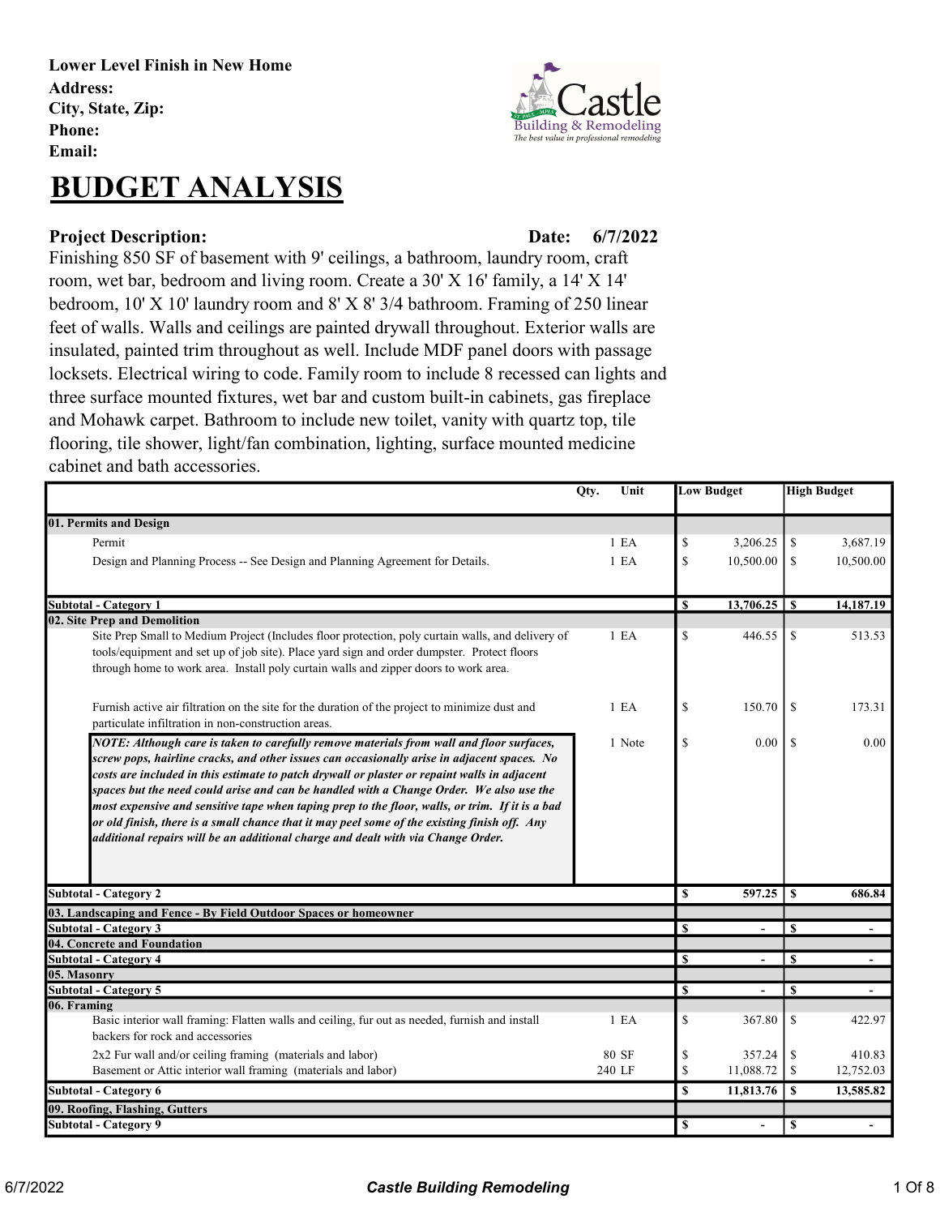**Lower Level Finish in New Home**
**Address:**
**City, State, Zip:**
**Phone:**
**Email:**

# BUDGET ANALYSIS

**Project Description:** **Date: 6/7/2022**

Finishing 850 SF of basement with 9' ceilings, a bathroom, laundry room, craft room, wet bar, bedroom and living room. Create a 30' X 16' family, a 14' X 14' bedroom, 10' X 10' laundry room and 8' X 8' 3/4 bathroom. Framing of 250 linear feet of walls. Walls and ceilings are painted drywall throughout. Exterior walls are insulated, painted trim throughout as well. Include MDF panel doors with passage locksets. Electrical wiring to code. Family room to include 8 recessed can lights and three surface mounted fixtures, wet bar and custom built-in cabinets, gas fireplace and Mohawk carpet. Bathroom to include new toilet, vanity with quartz top, tile flooring, tile shower, light/fan combination, lighting, surface mounted medicine cabinet and bath accessories.

| | Qty. | Unit | Low Budget | High Budget |
|---|---|---|---|---|
| **01. Permits and Design** | | | | |
| Permit | 1 | EA | $ 3,206.25 | $ 3,687.19 |
| Design and Planning Process -- See Design and Planning Agreement for Details. | 1 | EA | $ 10,500.00 | $ 10,500.00 |
| **Subtotal - Category 1** | | | **$ 13,706.25** | **$ 14,187.19** |
| **02. Site Prep and Demolition** | | | | |
| Site Prep Small to Medium Project (Includes floor protection, poly curtain walls, and delivery of tools/equipment and set up of job site). Place yard sign and order dumpster. Protect floors through home to work area. Install poly curtain walls and zipper doors to work area. | 1 | EA | $ 446.55 | $ 513.53 |
| Furnish active air filtration on the site for the duration of the project to minimize dust and particulate infiltration in non-construction areas. | 1 | EA | $ 150.70 | $ 173.31 |
| ***NOTE: Although care is taken to carefully remove materials from wall and floor surfaces, screw pops, hairline cracks, and other issues can occasionally arise in adjacent spaces. No costs are included in this estimate to patch drywall or plaster or repaint walls in adjacent spaces but the need could arise and can be handled with a Change Order. We also use the most expensive and sensitive tape when taping prep to the floor, walls, or trim. If it is a bad or old finish, there is a small chance that it may peel some of the existing finish off. Any additional repairs will be an additional charge and dealt with via Change Order.*** | 1 | Note | $ 0.00 | $ 0.00 |
| **Subtotal - Category 2** | | | **$ 597.25** | **$ 686.84** |
| **03. Landscaping and Fence - By Field Outdoor Spaces or homeowner** | | | | |
| **Subtotal - Category 3** | | | **$ -** | **$ -** |
| **04. Concrete and Foundation** | | | | |
| **Subtotal - Category 4** | | | **$ -** | **$ -** |
| **05. Masonry** | | | | |
| **Subtotal - Category 5** | | | **$ -** | **$ -** |
| **06. Framing** | | | | |
| Basic interior wall framing: Flatten walls and ceiling, fur out as needed, furnish and install backers for rock and accessories | 1 | EA | $ 367.80 | $ 422.97 |
| 2x2 Fur wall and/or ceiling framing (materials and labor) | 80 | SF | $ 357.24 | $ 410.83 |
| Basement or Attic interior wall framing (materials and labor) | 240 | LF | $ 11,088.72 | $ 12,752.03 |
| **Subtotal - Category 6** | | | **$ 11,813.76** | **$ 13,585.82** |
| **09. Roofing, Flashing, Gutters** | | | | |
| **Subtotal - Category 9** | | | **$ -** | **$ -** |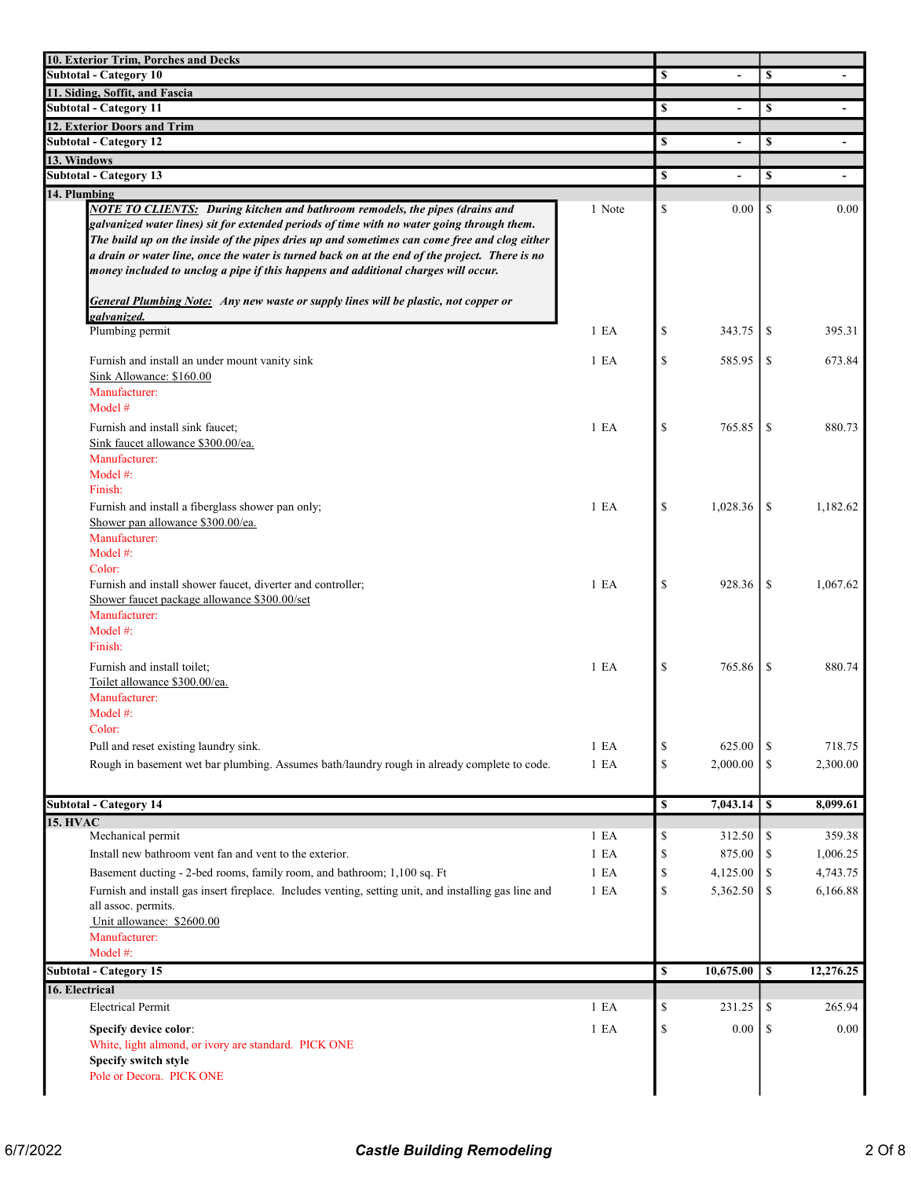| Description | Qty | Cost | Price |
|---|---|---|---|
| **10. Exterior Trim, Porches and Decks** | | | |
| **Subtotal - Category 10** | | **$ -** | **$ -** |
| **11. Siding, Soffit, and Fascia** | | | |
| **Subtotal - Category 11** | | **$ -** | **$ -** |
| **12. Exterior Doors and Trim** | | | |
| **Subtotal - Category 12** | | **$ -** | **$ -** |
| **13. Windows** | | | |
| **Subtotal - Category 13** | | **$ -** | **$ -** |
| **14. Plumbing** | | | |
| ***NOTE TO CLIENTS:*** ***During kitchen and bathroom remodels, the pipes (drains and galvanized water lines) sit for extended periods of time with no water going through them. The build up on the inside of the pipes dries up and sometimes can come free and clog either a drain or water line, once the water is turned back on at the end of the project. There is no money included to unclog a pipe if this happens and additional charges will occur.*** <br><br> ***General Plumbing Note:*** ***Any new waste or supply lines will be plastic, not copper or galvanized.*** | 1 Note | $ 0.00 | $ 0.00 |
| Plumbing permit | 1 EA | $ 343.75 | $ 395.31 |
| Furnish and install an under mount vanity sink <br> Sink Allowance: $160.00 <br> Manufacturer: <br> Model # | 1 EA | $ 585.95 | $ 673.84 |
| Furnish and install sink faucet; <br> Sink faucet allowance $300.00/ea. <br> Manufacturer: <br> Model #: <br> Finish: | 1 EA | $ 765.85 | $ 880.73 |
| Furnish and install a fiberglass shower pan only; <br> Shower pan allowance $300.00/ea. <br> Manufacturer: <br> Model #: <br> Color: | 1 EA | $ 1,028.36 | $ 1,182.62 |
| Furnish and install shower faucet, diverter and controller; <br> Shower faucet package allowance $300.00/set <br> Manufacturer: <br> Model #: <br> Finish: | 1 EA | $ 928.36 | $ 1,067.62 |
| Furnish and install toilet; <br> Toilet allowance $300.00/ea. <br> Manufacturer: <br> Model #: <br> Color: | 1 EA | $ 765.86 | $ 880.74 |
| Pull and reset existing laundry sink. | 1 EA | $ 625.00 | $ 718.75 |
| Rough in basement wet bar plumbing. Assumes bath/laundry rough in already complete to code. | 1 EA | $ 2,000.00 | $ 2,300.00 |
| **Subtotal - Category 14** | | **$ 7,043.14** | **$ 8,099.61** |
| **15. HVAC** | | | |
| Mechanical permit | 1 EA | $ 312.50 | $ 359.38 |
| Install new bathroom vent fan and vent to the exterior. | 1 EA | $ 875.00 | $ 1,006.25 |
| Basement ducting - 2-bed rooms, family room, and bathroom; 1,100 sq. Ft | 1 EA | $ 4,125.00 | $ 4,743.75 |
| Furnish and install gas insert fireplace. Includes venting, setting unit, and installing gas line and all assoc. permits. <br> Unit allowance: $2600.00 <br> Manufacturer: <br> Model #: | 1 EA | $ 5,362.50 | $ 6,166.88 |
| **Subtotal - Category 15** | | **$ 10,675.00** | **$ 12,276.25** |
| **16. Electrical** | | | |
| Electrical Permit | 1 EA | $ 231.25 | $ 265.94 |
| **Specify device color**: <br> White, light almond, or ivory are standard. PICK ONE <br> **Specify switch style** <br> Pole or Decora. PICK ONE | 1 EA | $ 0.00 | $ 0.00 |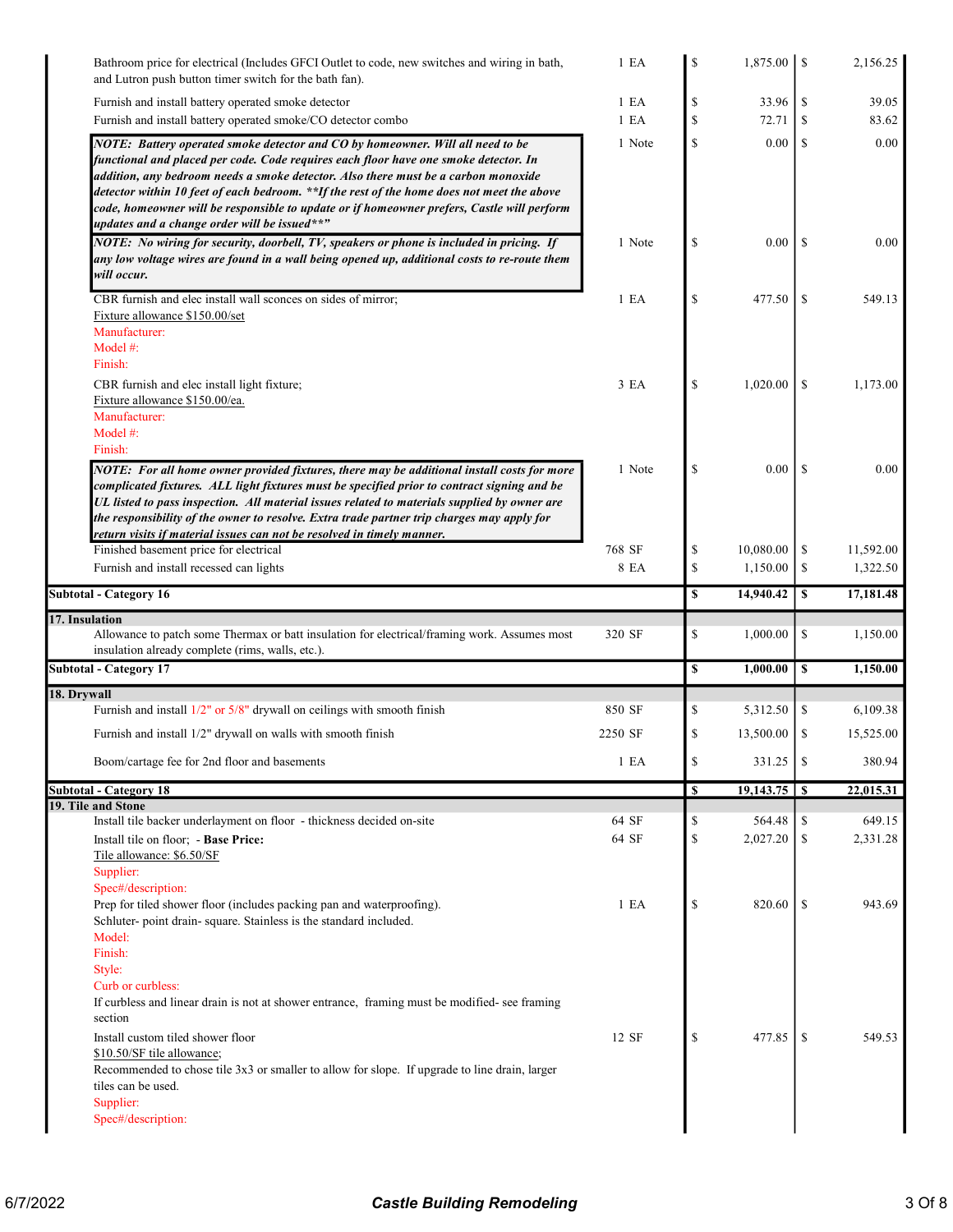| Description | Qty | | Cost | | Price |
|---|---|---|---|---|---|
| Bathroom price for electrical (Includes GFCI Outlet to code, new switches and wiring in bath, and Lutron push button timer switch for the bath fan). | 1 EA | $ | 1,875.00 | $ | 2,156.25 |
| Furnish and install battery operated smoke detector | 1 EA | $ | 33.96 | $ | 39.05 |
| Furnish and install battery operated smoke/CO detector combo | 1 EA | $ | 72.71 | $ | 83.62 |
| ***NOTE: Battery operated smoke detector and CO by homeowner. Will all need to be functional and placed per code. Code requires each floor have one smoke detector. In addition, any bedroom needs a smoke detector. Also there must be a carbon monoxide detector within 10 feet of each bedroom. **If the rest of the home does not meet the above code, homeowner will be responsible to update or if homeowner prefers, Castle will perform updates and a change order will be issued**"*** | 1 Note | $ | 0.00 | $ | 0.00 |
| ***NOTE: No wiring for security, doorbell, TV, speakers or phone is included in pricing. If any low voltage wires are found in a wall being opened up, additional costs to re-route them will occur.*** | 1 Note | $ | 0.00 | $ | 0.00 |
| CBR furnish and elec install wall sconces on sides of mirror;<br>Fixture allowance $150.00/set<br>Manufacturer:<br>Model #:<br>Finish: | 1 EA | $ | 477.50 | $ | 549.13 |
| CBR furnish and elec install light fixture;<br>Fixture allowance $150.00/ea.<br>Manufacturer:<br>Model #:<br>Finish: | 3 EA | $ | 1,020.00 | $ | 1,173.00 |
| ***NOTE: For all home owner provided fixtures, there may be additional install costs for more complicated fixtures. ALL light fixtures must be specified prior to contract signing and be UL listed to pass inspection. All material issues related to materials supplied by owner are the responsibility of the owner to resolve. Extra trade partner trip charges may apply for return visits if material issues can not be resolved in timely manner.*** | 1 Note | $ | 0.00 | $ | 0.00 |
| Finished basement price for electrical | 768 SF | $ | 10,080.00 | $ | 11,592.00 |
| Furnish and install recessed can lights | 8 EA | $ | 1,150.00 | $ | 1,322.50 |
| **Subtotal - Category 16** | | **$** | **14,940.42** | **$** | **17,181.48** |
| **17. Insulation** | | | | | |
| Allowance to patch some Thermax or batt insulation for electrical/framing work. Assumes most insulation already complete (rims, walls, etc.). | 320 SF | $ | 1,000.00 | $ | 1,150.00 |
| **Subtotal - Category 17** | | **$** | **1,000.00** | **$** | **1,150.00** |
| **18. Drywall** | | | | | |
| Furnish and install 1/2" or 5/8" drywall on ceilings with smooth finish | 850 SF | $ | 5,312.50 | $ | 6,109.38 |
| Furnish and install 1/2" drywall on walls with smooth finish | 2250 SF | $ | 13,500.00 | $ | 15,525.00 |
| Boom/cartage fee for 2nd floor and basements | 1 EA | $ | 331.25 | $ | 380.94 |
| **Subtotal - Category 18** | | **$** | **19,143.75** | **$** | **22,015.31** |
| **19. Tile and Stone** | | | | | |
| Install tile backer underlayment on floor - thickness decided on-site | 64 SF | $ | 564.48 | $ | 649.15 |
| Install tile on floor; - **Base Price:**<br>Tile allowance: $6.50/SF<br>Supplier:<br>Spec#/description: | 64 SF | $ | 2,027.20 | $ | 2,331.28 |
| Prep for tiled shower floor (includes packing pan and waterproofing).<br>Schluter- point drain- square. Stainless is the standard included.<br>Model:<br>Finish:<br>Style:<br>Curb or curbless:<br>If curbless and linear drain is not at shower entrance, framing must be modified- see framing section | 1 EA | $ | 820.60 | $ | 943.69 |
| Install custom tiled shower floor<br>$10.50/SF tile allowance;<br>Recommended to chose tile 3x3 or smaller to allow for slope. If upgrade to line drain, larger tiles can be used.<br>Supplier:<br>Spec#/description: | 12 SF | $ | 477.85 | $ | 549.53 |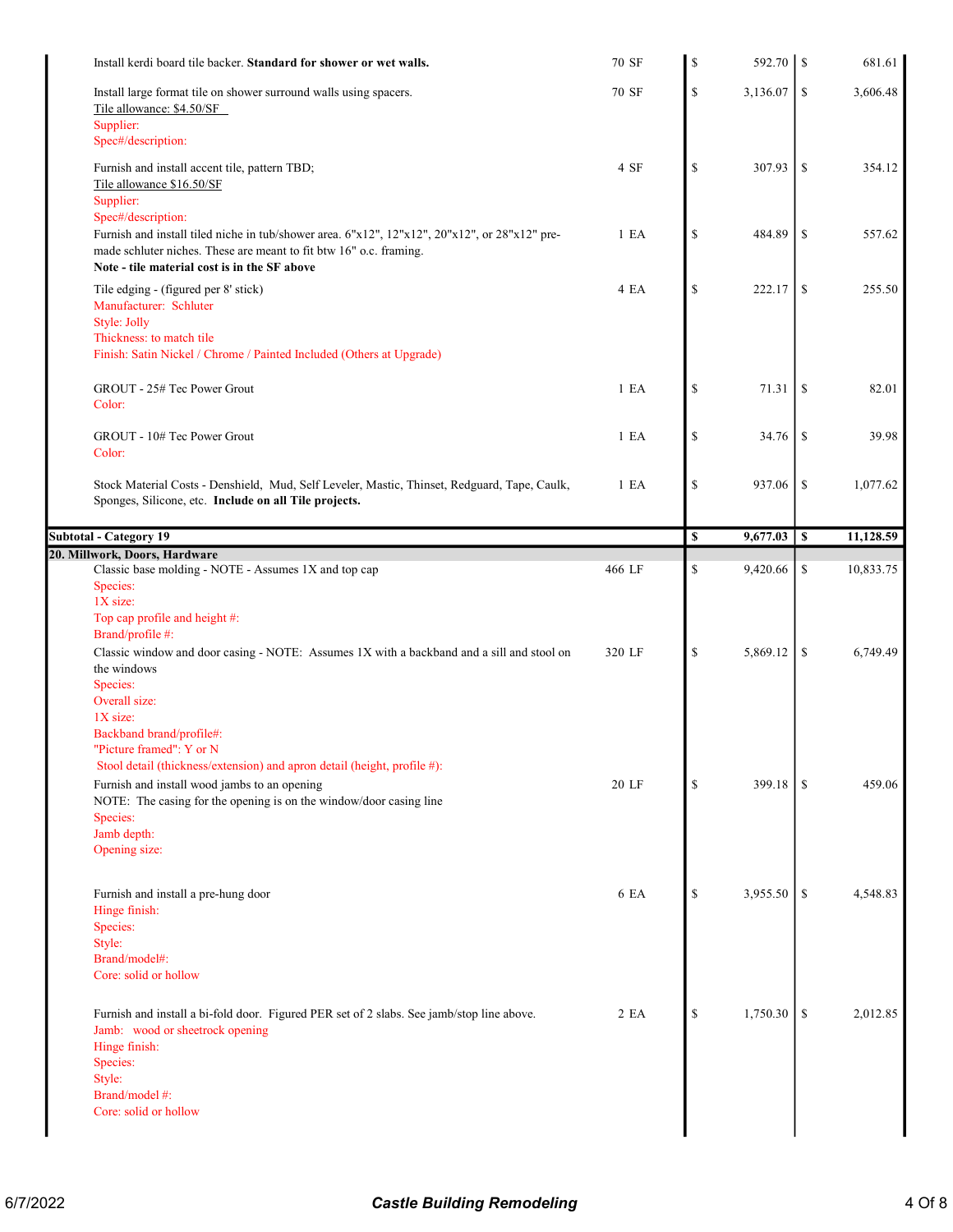| Description | Qty | Cost | Price |
|---|---|---|---|
| Install kerdi board tile backer. **Standard for shower or wet walls.** | 70 SF | $ 592.70 | $ 681.61 |
| Install large format tile on shower surround walls using spacers.<br>Tile allowance: $4.50/SF<br>Supplier:<br>Spec#/description: | 70 SF | $ 3,136.07 | $ 3,606.48 |
| Furnish and install accent tile, pattern TBD;<br>Tile allowance $16.50/SF<br>Supplier:<br>Spec#/description: | 4 SF | $ 307.93 | $ 354.12 |
| Furnish and install tiled niche in tub/shower area. 6"x12", 12"x12", 20"x12", or 28"x12" pre-made schluter niches. These are meant to fit btw 16" o.c. framing.<br>**Note - tile material cost is in the SF above** | 1 EA | $ 484.89 | $ 557.62 |
| Tile edging - (figured per 8' stick)<br>Manufacturer: Schluter<br>Style: Jolly<br>Thickness: to match tile<br>Finish: Satin Nickel / Chrome / Painted Included (Others at Upgrade) | 4 EA | $ 222.17 | $ 255.50 |
| GROUT - 25# Tec Power Grout<br>Color: | 1 EA | $ 71.31 | $ 82.01 |
| GROUT - 10# Tec Power Grout<br>Color: | 1 EA | $ 34.76 | $ 39.98 |
| Stock Material Costs - Denshield, Mud, Self Leveler, Mastic, Thinset, Redguard, Tape, Caulk, Sponges, Silicone, etc. **Include on all Tile projects.** | 1 EA | $ 937.06 | $ 1,077.62 |
| **Subtotal - Category 19** | | **$ 9,677.03** | **$ 11,128.59** |
| **20. Millwork, Doors, Hardware** | | | |
| Classic base molding - NOTE - Assumes 1X and top cap<br>Species:<br>1X size:<br>Top cap profile and height #:<br>Brand/profile #: | 466 LF | $ 9,420.66 | $ 10,833.75 |
| Classic window and door casing - NOTE: Assumes 1X with a backband and a sill and stool on the windows<br>Species:<br>Overall size:<br>1X size:<br>Backband brand/profile#:<br>"Picture framed": Y or N<br>Stool detail (thickness/extension) and apron detail (height, profile #): | 320 LF | $ 5,869.12 | $ 6,749.49 |
| Furnish and install wood jambs to an opening<br>NOTE: The casing for the opening is on the window/door casing line<br>Species:<br>Jamb depth:<br>Opening size: | 20 LF | $ 399.18 | $ 459.06 |
| Furnish and install a pre-hung door<br>Hinge finish:<br>Species:<br>Style:<br>Brand/model#:<br>Core: solid or hollow | 6 EA | $ 3,955.50 | $ 4,548.83 |
| Furnish and install a bi-fold door. Figured PER set of 2 slabs. See jamb/stop line above.<br>Jamb: wood or sheetrock opening<br>Hinge finish:<br>Species:<br>Style:<br>Brand/model #:<br>Core: solid or hollow | 2 EA | $ 1,750.30 | $ 2,012.85 |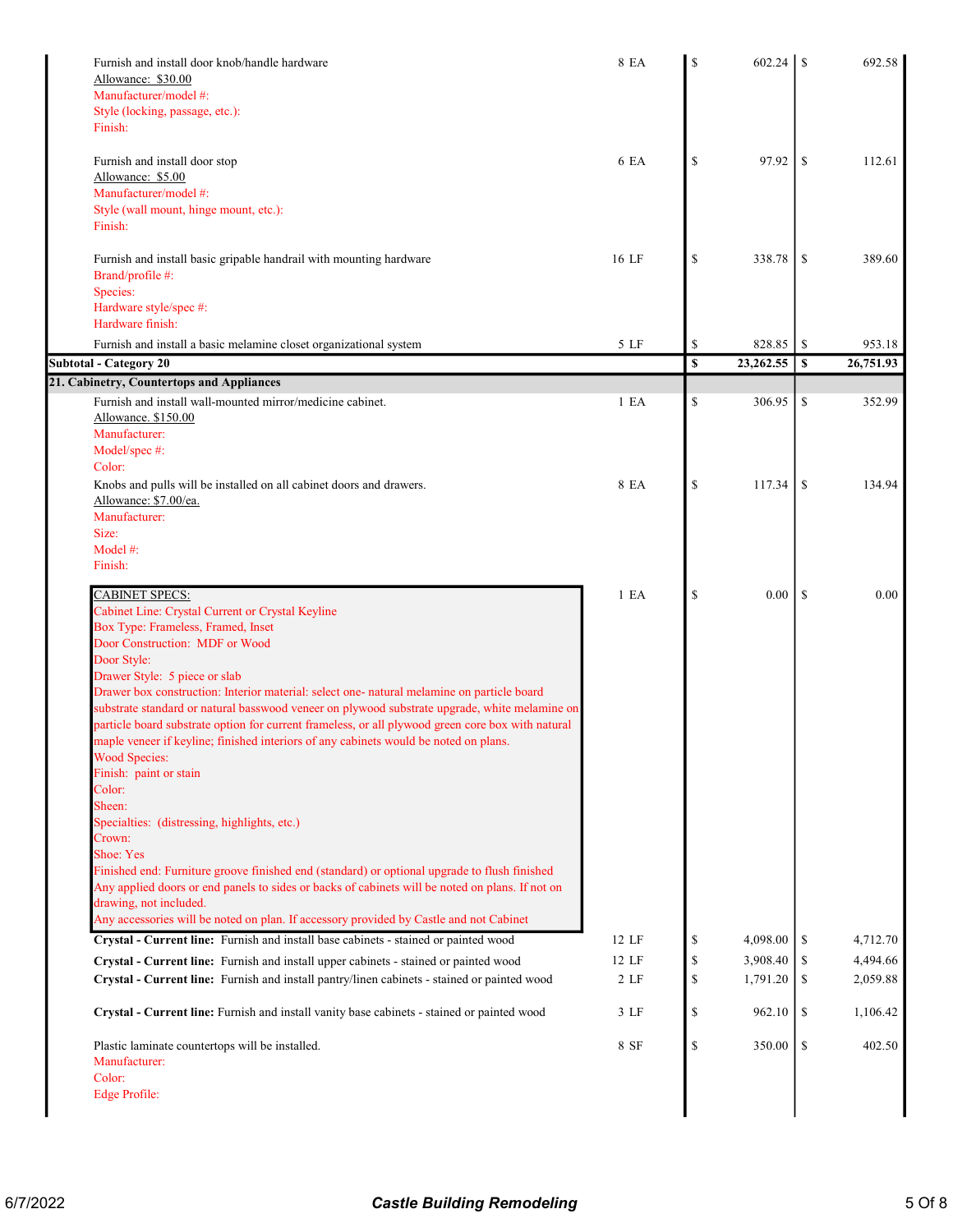| Description | Qty | Cost | Price |
|---|---|---|---|
| Furnish and install door knob/handle hardware<br>Allowance: $30.00<br>Manufacturer/model #:<br>Style (locking, passage, etc.):<br>Finish: | 8 EA | $ 602.24 | $ 692.58 |
| Furnish and install door stop<br>Allowance: $5.00<br>Manufacturer/model #:<br>Style (wall mount, hinge mount, etc.):<br>Finish: | 6 EA | $ 97.92 | $ 112.61 |
| Furnish and install basic gripable handrail with mounting hardware<br>Brand/profile #:<br>Species:<br>Hardware style/spec #:<br>Hardware finish: | 16 LF | $ 338.78 | $ 389.60 |
| Furnish and install a basic melamine closet organizational system | 5 LF | $ 828.85 | $ 953.18 |
| **Subtotal - Category 20** | | **$ 23,262.55** | **$ 26,751.93** |
| **21. Cabinetry, Countertops and Appliances** | | | |
| Furnish and install wall-mounted mirror/medicine cabinet.<br>Allowance. $150.00<br>Manufacturer:<br>Model/spec #:<br>Color: | 1 EA | $ 306.95 | $ 352.99 |
| Knobs and pulls will be installed on all cabinet doors and drawers.<br>Allowance: $7.00/ea.<br>Manufacturer:<br>Size:<br>Model #:<br>Finish: | 8 EA | $ 117.34 | $ 134.94 |
| CABINET SPECS:<br>Cabinet Line: Crystal Current or Crystal Keyline<br>Box Type: Frameless, Framed, Inset<br>Door Construction: MDF or Wood<br>Door Style:<br>Drawer Style: 5 piece or slab<br>Drawer box construction: Interior material: select one- natural melamine on particle board substrate standard or natural basswood veneer on plywood substrate upgrade, white melamine on particle board substrate option for current frameless, or all plywood green core box with natural maple veneer if keyline; finished interiors of any cabinets would be noted on plans.<br>Wood Species:<br>Finish: paint or stain<br>Color:<br>Sheen:<br>Specialties: (distressing, highlights, etc.)<br>Crown:<br>Shoe: Yes<br>Finished end: Furniture groove finished end (standard) or optional upgrade to flush finished<br>Any applied doors or end panels to sides or backs of cabinets will be noted on plans. If not on drawing, not included.<br>Any accessories will be noted on plan. If accessory provided by Castle and not Cabinet | 1 EA | $ 0.00 | $ 0.00 |
| **Crystal - Current line:** Furnish and install base cabinets - stained or painted wood | 12 LF | $ 4,098.00 | $ 4,712.70 |
| **Crystal - Current line:** Furnish and install upper cabinets - stained or painted wood | 12 LF | $ 3,908.40 | $ 4,494.66 |
| **Crystal - Current line:** Furnish and install pantry/linen cabinets - stained or painted wood | 2 LF | $ 1,791.20 | $ 2,059.88 |
| **Crystal - Current line:** Furnish and install vanity base cabinets - stained or painted wood | 3 LF | $ 962.10 | $ 1,106.42 |
| Plastic laminate countertops will be installed.<br>Manufacturer:<br>Color:<br>Edge Profile: | 8 SF | $ 350.00 | $ 402.50 |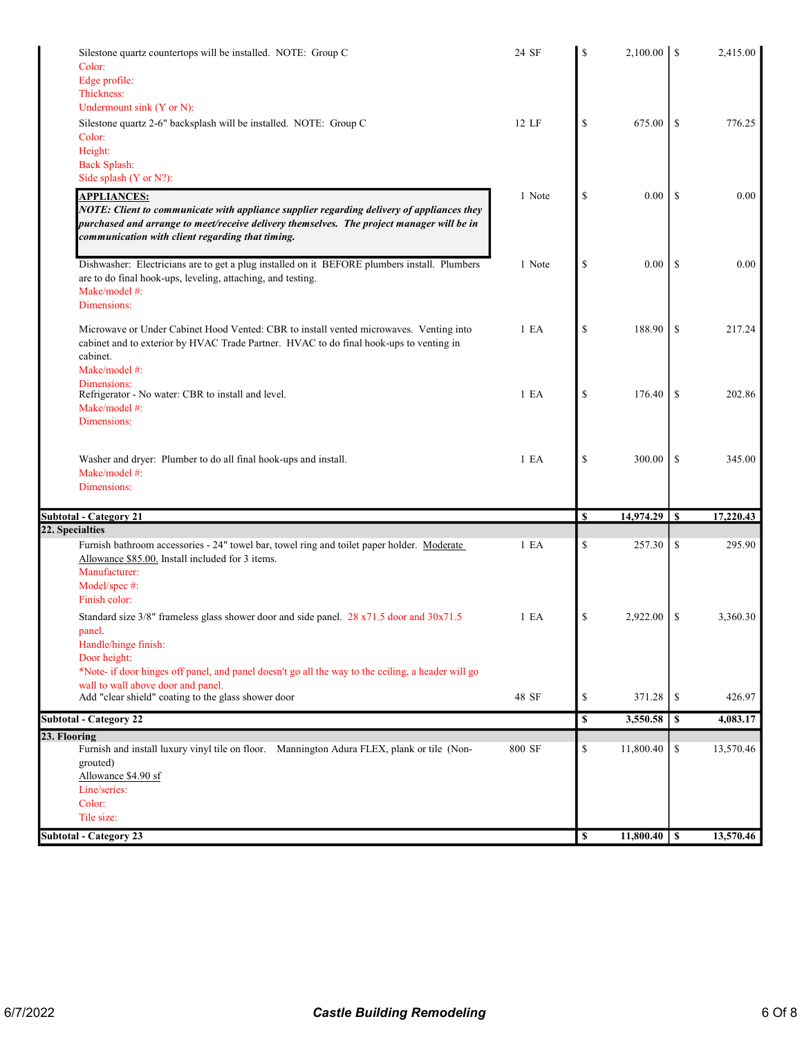| Description | Qty | Cost | Price |
|---|---|---|---|
| Silestone quartz countertops will be installed. NOTE: Group C<br>Color:<br>Edge profile:<br>Thickness:<br>Undermount sink (Y or N): | 24 SF | $ 2,100.00 | $ 2,415.00 |
| Silestone quartz 2-6" backsplash will be installed. NOTE: Group C<br>Color:<br>Height:<br>Back Splash:<br>Side splash (Y or N?): | 12 LF | $ 675.00 | $ 776.25 |
| **APPLIANCES:**<br>***NOTE: Client to communicate with appliance supplier regarding delivery of appliances they purchased and arrange to meet/receive delivery themselves. The project manager will be in communication with client regarding that timing.*** | 1 Note | $ 0.00 | $ 0.00 |
| Dishwasher: Electricians are to get a plug installed on it BEFORE plumbers install. Plumbers are to do final hook-ups, leveling, attaching, and testing.<br>Make/model #:<br>Dimensions: | 1 Note | $ 0.00 | $ 0.00 |
| Microwave or Under Cabinet Hood Vented: CBR to install vented microwaves. Venting into cabinet and to exterior by HVAC Trade Partner. HVAC to do final hook-ups to venting in cabinet.<br>Make/model #:<br>Dimensions: | 1 EA | $ 188.90 | $ 217.24 |
| Refrigerator - No water: CBR to install and level.<br>Make/model #:<br>Dimensions: | 1 EA | $ 176.40 | $ 202.86 |
| Washer and dryer: Plumber to do all final hook-ups and install.<br>Make/model #:<br>Dimensions: | 1 EA | $ 300.00 | $ 345.00 |
| **Subtotal - Category 21** | | **$ 14,974.29** | **$ 17,220.43** |
| **22. Specialties** | | | |
| Furnish bathroom accessories - 24" towel bar, towel ring and toilet paper holder. <u>Moderate Allowance $85.00.</u> Install included for 3 items.<br>Manufacturer:<br>Model/spec #:<br>Finish color: | 1 EA | $ 257.30 | $ 295.90 |
| Standard size 3/8" frameless glass shower door and side panel. 28 x71.5 door and 30x71.5 panel.<br>Handle/hinge finish:<br>Door height:<br>*Note- if door hinges off panel, and panel doesn't go all the way to the ceiling, a header will go wall to wall above door and panel. | 1 EA | $ 2,922.00 | $ 3,360.30 |
| Add "clear shield" coating to the glass shower door | 48 SF | $ 371.28 | $ 426.97 |
| **Subtotal - Category 22** | | **$ 3,550.58** | **$ 4,083.17** |
| **23. Flooring** | | | |
| Furnish and install luxury vinyl tile on floor. Mannington Adura FLEX, plank or tile (Non-grouted)<br><u>Allowance $4.90 sf</u><br>Line/series:<br>Color:<br>Tile size: | 800 SF | $ 11,800.40 | $ 13,570.46 |
| **Subtotal - Category 23** | | **$ 11,800.40** | **$ 13,570.46** |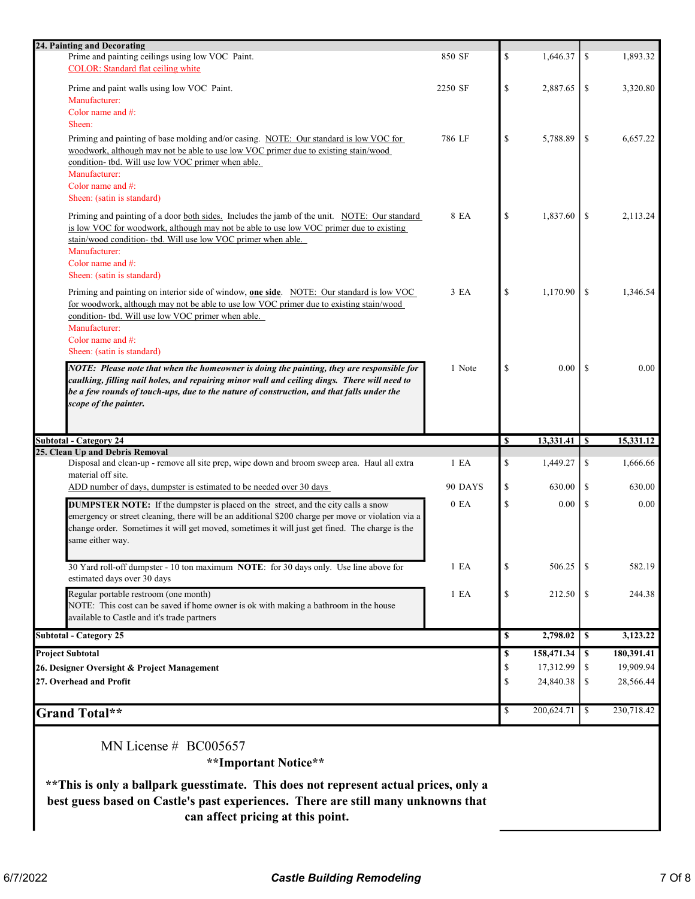| Description | Qty | Cost | Price |
|---|---|---|---|
| **24. Painting and Decorating** | | | |
| Prime and painting ceilings using low VOC Paint.<br>COLOR: Standard flat ceiling white | 850 SF | $ 1,646.37 | $ 1,893.32 |
| Prime and paint walls using low VOC Paint.<br>Manufacturer:<br>Color name and #:<br>Sheen: | 2250 SF | $ 2,887.65 | $ 3,320.80 |
| Priming and painting of base molding and/or casing. NOTE: Our standard is low VOC for woodwork, although may not be able to use low VOC primer due to existing stain/wood condition- tbd. Will use low VOC primer when able.<br>Manufacturer:<br>Color name and #:<br>Sheen: (satin is standard) | 786 LF | $ 5,788.89 | $ 6,657.22 |
| Priming and painting of a door both sides. Includes the jamb of the unit. NOTE: Our standard is low VOC for woodwork, although may not be able to use low VOC primer due to existing stain/wood condition- tbd. Will use low VOC primer when able.<br>Manufacturer:<br>Color name and #:<br>Sheen: (satin is standard) | 8 EA | $ 1,837.60 | $ 2,113.24 |
| Priming and painting on interior side of window, **one side**. NOTE: Our standard is low VOC for woodwork, although may not be able to use low VOC primer due to existing stain/wood condition- tbd. Will use low VOC primer when able.<br>Manufacturer:<br>Color name and #:<br>Sheen: (satin is standard) | 3 EA | $ 1,170.90 | $ 1,346.54 |
| ***NOTE: Please note that when the homeowner is doing the painting, they are responsible for caulking, filling nail holes, and repairing minor wall and ceiling dings. There will need to be a few rounds of touch-ups, due to the nature of construction, and that falls under the scope of the painter.*** | 1 Note | $ 0.00 | $ 0.00 |
| **Subtotal - Category 24** | | **$ 13,331.41** | **$ 15,331.12** |
| **25. Clean Up and Debris Removal** | | | |
| Disposal and clean-up - remove all site prep, wipe down and broom sweep area. Haul all extra material off site. | 1 EA | $ 1,449.27 | $ 1,666.66 |
| ADD number of days, dumpster is estimated to be needed over 30 days | 90 DAYS | $ 630.00 | $ 630.00 |
| **DUMPSTER NOTE:** If the dumpster is placed on the street, and the city calls a snow emergency or street cleaning, there will be an additional $200 charge per move or violation via a change order. Sometimes it will get moved, sometimes it will just get fined. The charge is the same either way. | 0 EA | $ 0.00 | $ 0.00 |
| 30 Yard roll-off dumpster - 10 ton maximum **NOTE**: for 30 days only. Use line above for estimated days over 30 days | 1 EA | $ 506.25 | $ 582.19 |
| Regular portable restroom (one month)<br>NOTE: This cost can be saved if home owner is ok with making a bathroom in the house available to Castle and it's trade partners | 1 EA | $ 212.50 | $ 244.38 |
| **Subtotal - Category 25** | | **$ 2,798.02** | **$ 3,123.22** |
| **Project Subtotal** | | **$ 158,471.34** | **$ 180,391.41** |
| **26. Designer Oversight & Project Management** | | $ 17,312.99 | $ 19,909.94 |
| **27. Overhead and Profit** | | $ 24,840.38 | $ 28,566.44 |
| **Grand Total\*\*** | | $ 200,624.71 | $ 230,718.42 |

MN License # BC005657

**\*\*Important Notice\*\***

**\*\*This is only a ballpark guesstimate. This does not represent actual prices, only a best guess based on Castle's past experiences. There are still many unknowns that can affect pricing at this point.**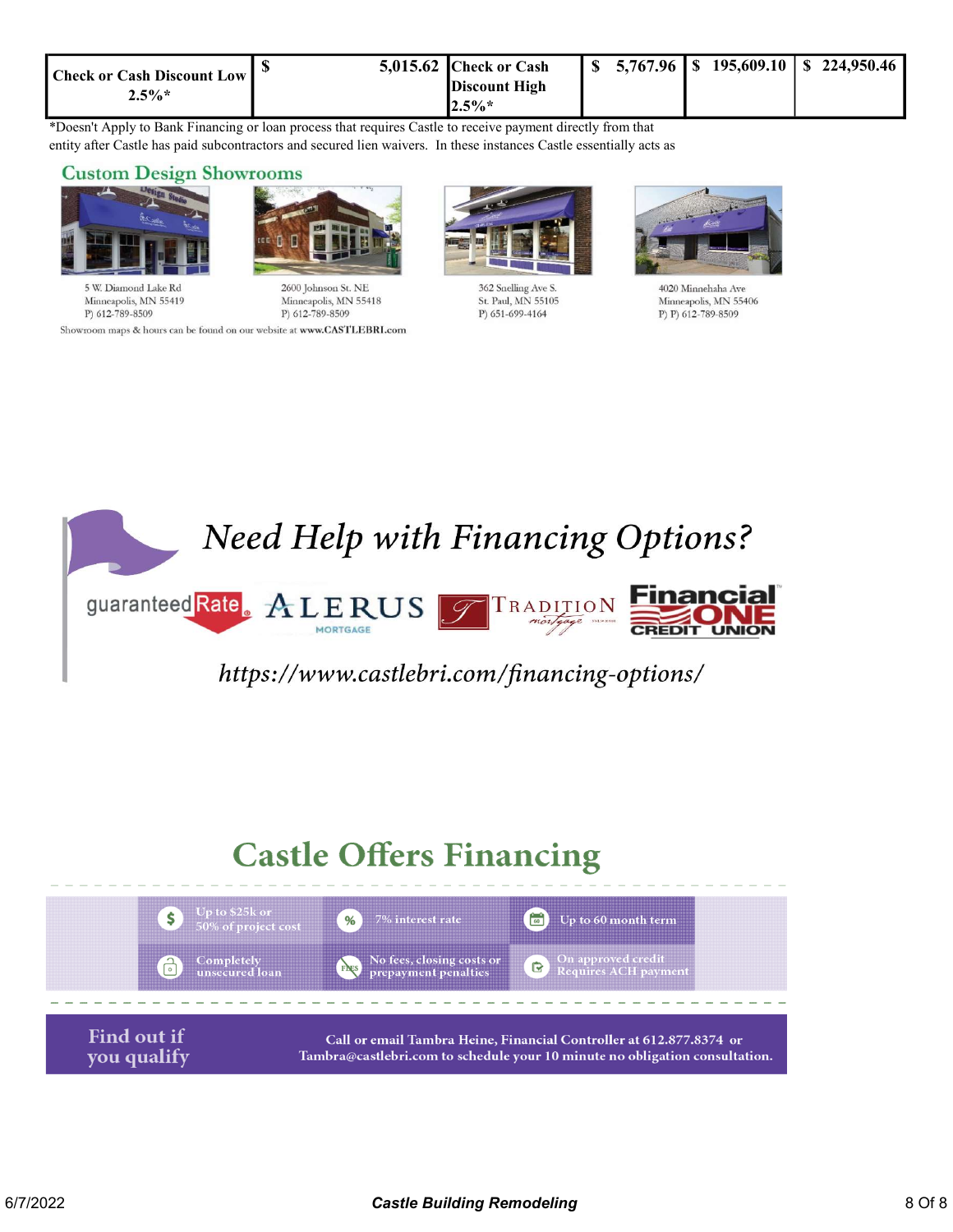| | | | | | |
|---|---|---|---|---|---|
| **Check or Cash Discount Low 2.5%*** | **$ 5,015.62** | **Check or Cash Discount High 2.5%*** | **$ 5,767.96** | **$ 195,609.10** | **$ 224,950.46** |

*Doesn't Apply to Bank Financing or loan process that requires Castle to receive payment directly from that entity after Castle has paid subcontractors and secured lien waivers. In these instances Castle essentially acts as

## Custom Design Showrooms

5 W. Diamond Lake Rd
Minneapolis, MN 55419
P) 612-789-8509

2600 Johnson St. NE
Minneapolis, MN 55418
P) 612-789-8509

362 Snelling Ave S.
St. Paul, MN 55105
P) 651-699-4164

4020 Minnehaha Ave
Minneapolis, MN 55406
P) P) 612-789-8509

Showroom maps & hours can be found on our website at **www.CASTLEBRI.com**

## *Need Help with Financing Options?*

guaranteedRate ALERUS MORTGAGE TRADITION mortgage Financial ONE CREDIT UNION

*https://www.castlebri.com/financing-options/*

## Castle Offers Financing

- Up to $25k or 50% of project cost
- 7% interest rate
- Up to 60 month term
- Completely unsecured loan
- No fees, closing costs or prepayment penalties
- On approved credit Requires ACH payment

**Find out if you qualify**

**Call or email Tambra Heine, Financial Controller at 612.877.8374 or Tambra@castlebri.com to schedule your 10 minute no obligation consultation.**